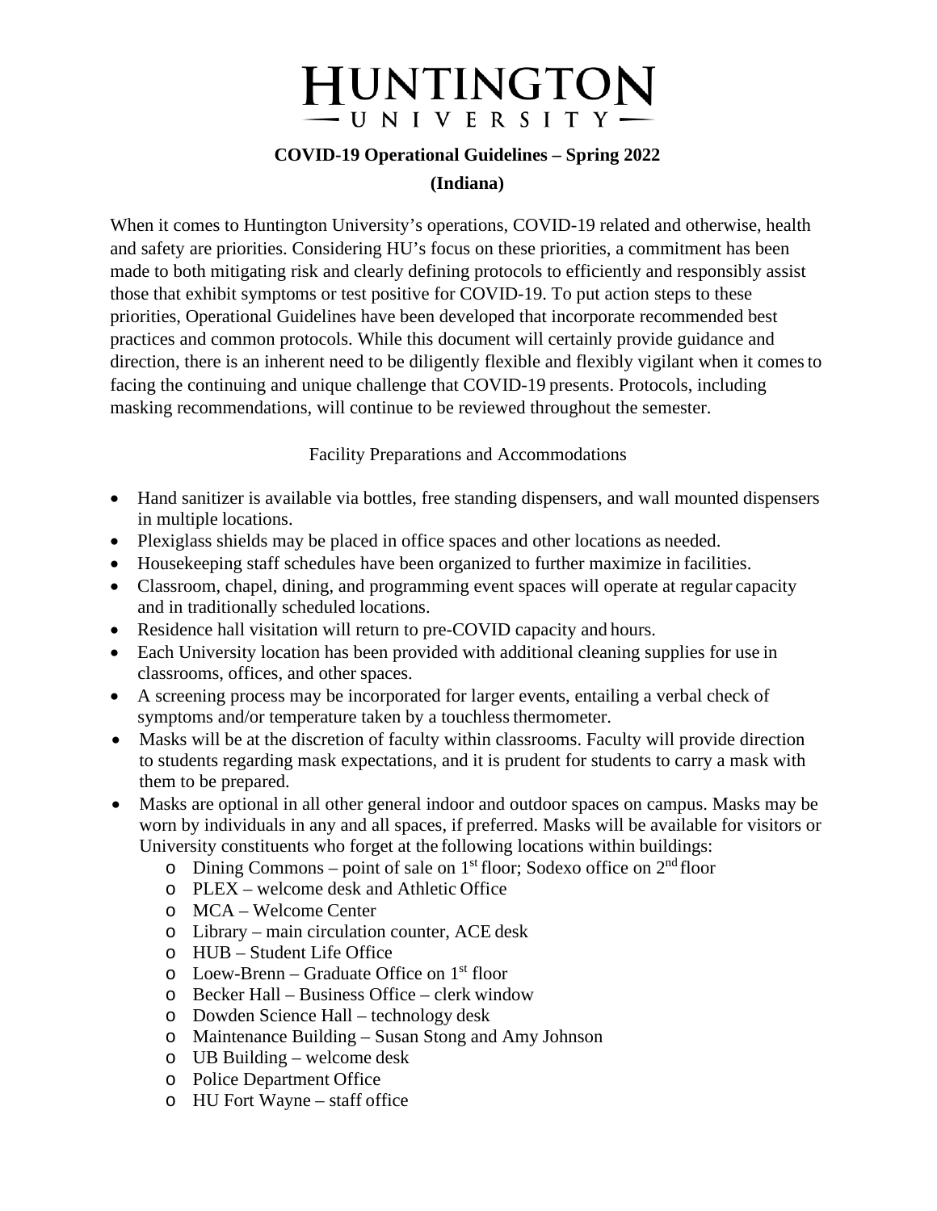# HUNTINGTON UNIVERSITY

**COVID-19 Operational Guidelines – Spring 2022**

**(Indiana)**

When it comes to Huntington University's operations, COVID-19 related and otherwise, health and safety are priorities. Considering HU's focus on these priorities, a commitment has been made to both mitigating risk and clearly defining protocols to efficiently and responsibly assist those that exhibit symptoms or test positive for COVID-19. To put action steps to these priorities, Operational Guidelines have been developed that incorporate recommended best practices and common protocols. While this document will certainly provide guidance and direction, there is an inherent need to be diligently flexible and flexibly vigilant when it comes to facing the continuing and unique challenge that COVID-19 presents. Protocols, including masking recommendations, will continue to be reviewed throughout the semester.

## Facility Preparations and Accommodations

- Hand sanitizer is available via bottles, free standing dispensers, and wall mounted dispensers in multiple locations.
- Plexiglass shields may be placed in office spaces and other locations as needed.
- Housekeeping staff schedules have been organized to further maximize in facilities.
- Classroom, chapel, dining, and programming event spaces will operate at regular capacity and in traditionally scheduled locations.
- Residence hall visitation will return to pre-COVID capacity and hours.
- Each University location has been provided with additional cleaning supplies for use in classrooms, offices, and other spaces.
- A screening process may be incorporated for larger events, entailing a verbal check of symptoms and/or temperature taken by a touchless thermometer.
- Masks will be at the discretion of faculty within classrooms. Faculty will provide direction to students regarding mask expectations, and it is prudent for students to carry a mask with them to be prepared.
- Masks are optional in all other general indoor and outdoor spaces on campus. Masks may be worn by individuals in any and all spaces, if preferred. Masks will be available for visitors or University constituents who forget at the following locations within buildings:
  - Dining Commons – point of sale on 1st floor; Sodexo office on 2nd floor
  - PLEX – welcome desk and Athletic Office
  - MCA – Welcome Center
  - Library – main circulation counter, ACE desk
  - HUB – Student Life Office
  - Loew-Brenn – Graduate Office on 1st floor
  - Becker Hall – Business Office – clerk window
  - Dowden Science Hall – technology desk
  - Maintenance Building – Susan Stong and Amy Johnson
  - UB Building – welcome desk
  - Police Department Office
  - HU Fort Wayne – staff office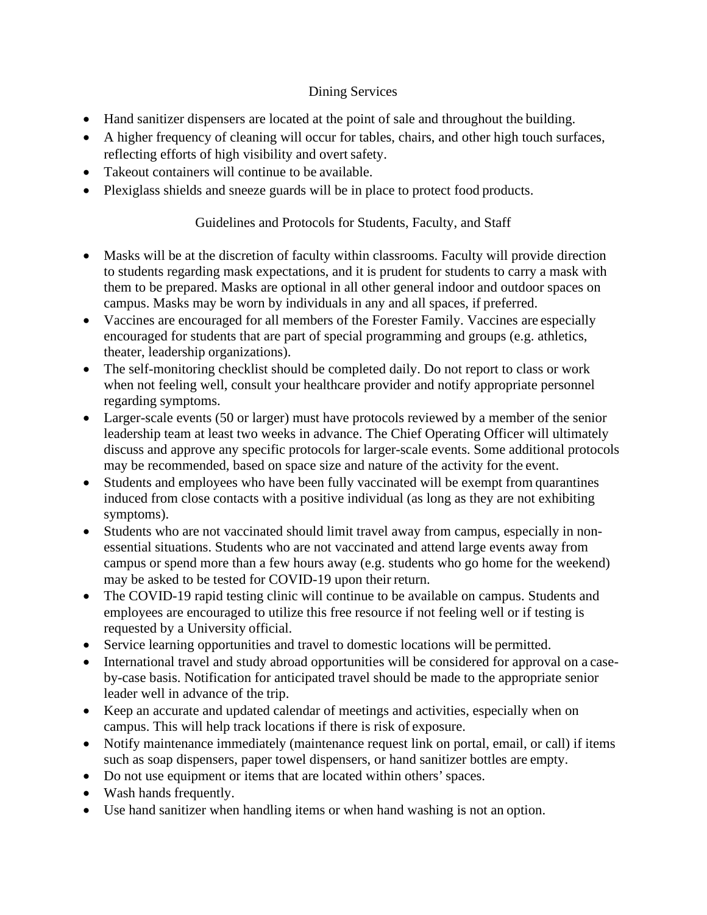## Dining Services

- Hand sanitizer dispensers are located at the point of sale and throughout the building.
- A higher frequency of cleaning will occur for tables, chairs, and other high touch surfaces, reflecting efforts of high visibility and overt safety.
- Takeout containers will continue to be available.
- Plexiglass shields and sneeze guards will be in place to protect food products.

## Guidelines and Protocols for Students, Faculty, and Staff

- Masks will be at the discretion of faculty within classrooms. Faculty will provide direction to students regarding mask expectations, and it is prudent for students to carry a mask with them to be prepared. Masks are optional in all other general indoor and outdoor spaces on campus. Masks may be worn by individuals in any and all spaces, if preferred.
- Vaccines are encouraged for all members of the Forester Family. Vaccines are especially encouraged for students that are part of special programming and groups (e.g. athletics, theater, leadership organizations).
- The self-monitoring checklist should be completed daily. Do not report to class or work when not feeling well, consult your healthcare provider and notify appropriate personnel regarding symptoms.
- Larger-scale events (50 or larger) must have protocols reviewed by a member of the senior leadership team at least two weeks in advance. The Chief Operating Officer will ultimately discuss and approve any specific protocols for larger-scale events. Some additional protocols may be recommended, based on space size and nature of the activity for the event.
- Students and employees who have been fully vaccinated will be exempt from quarantines induced from close contacts with a positive individual (as long as they are not exhibiting symptoms).
- Students who are not vaccinated should limit travel away from campus, especially in non-essential situations. Students who are not vaccinated and attend large events away from campus or spend more than a few hours away (e.g. students who go home for the weekend) may be asked to be tested for COVID-19 upon their return.
- The COVID-19 rapid testing clinic will continue to be available on campus. Students and employees are encouraged to utilize this free resource if not feeling well or if testing is requested by a University official.
- Service learning opportunities and travel to domestic locations will be permitted.
- International travel and study abroad opportunities will be considered for approval on a case-by-case basis. Notification for anticipated travel should be made to the appropriate senior leader well in advance of the trip.
- Keep an accurate and updated calendar of meetings and activities, especially when on campus. This will help track locations if there is risk of exposure.
- Notify maintenance immediately (maintenance request link on portal, email, or call) if items such as soap dispensers, paper towel dispensers, or hand sanitizer bottles are empty.
- Do not use equipment or items that are located within others' spaces.
- Wash hands frequently.
- Use hand sanitizer when handling items or when hand washing is not an option.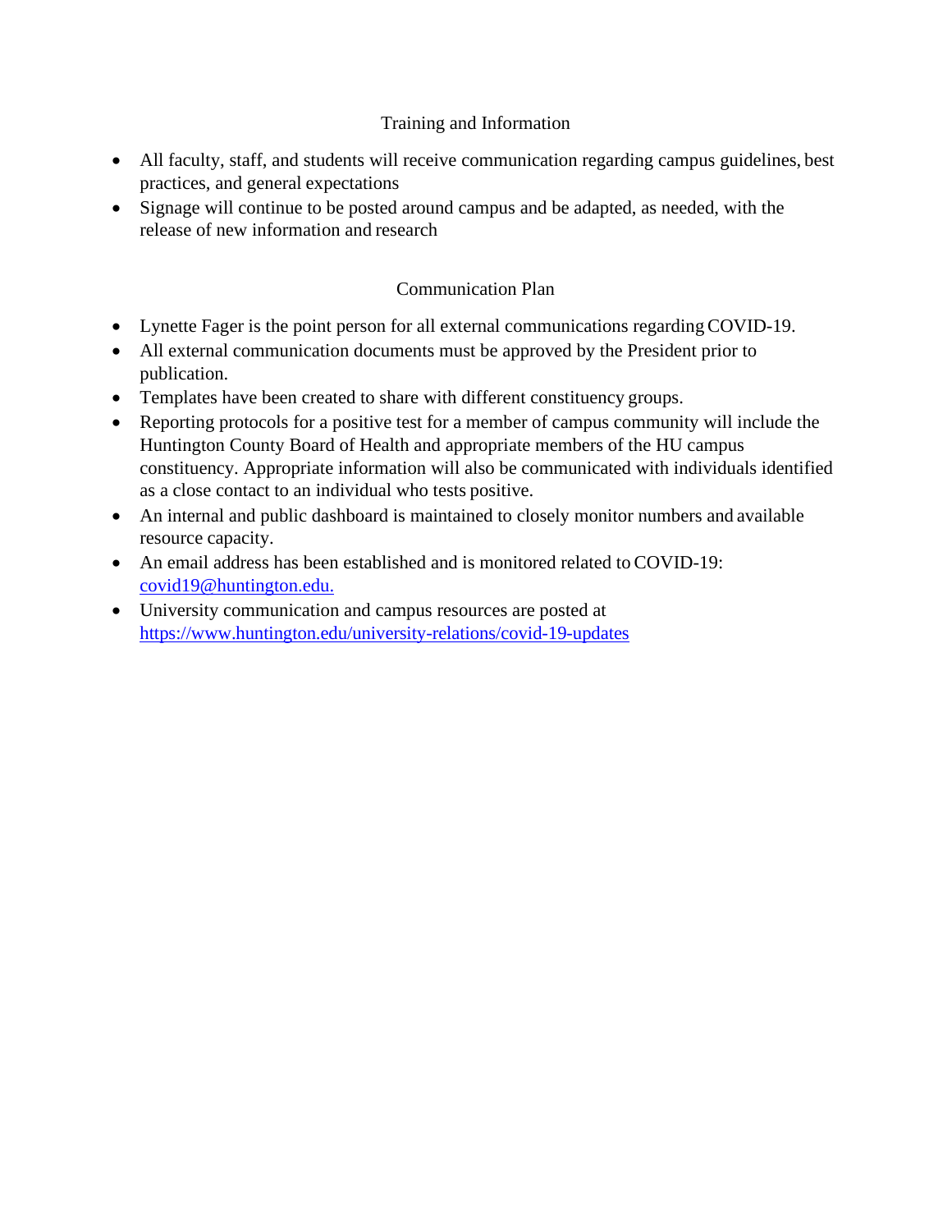## Training and Information

- All faculty, staff, and students will receive communication regarding campus guidelines, best practices, and general expectations
- Signage will continue to be posted around campus and be adapted, as needed, with the release of new information and research

## Communication Plan

- Lynette Fager is the point person for all external communications regarding COVID-19.
- All external communication documents must be approved by the President prior to publication.
- Templates have been created to share with different constituency groups.
- Reporting protocols for a positive test for a member of campus community will include the Huntington County Board of Health and appropriate members of the HU campus constituency. Appropriate information will also be communicated with individuals identified as a close contact to an individual who tests positive.
- An internal and public dashboard is maintained to closely monitor numbers and available resource capacity.
- An email address has been established and is monitored related to COVID-19: covid19@huntington.edu.
- University communication and campus resources are posted at https://www.huntington.edu/university-relations/covid-19-updates